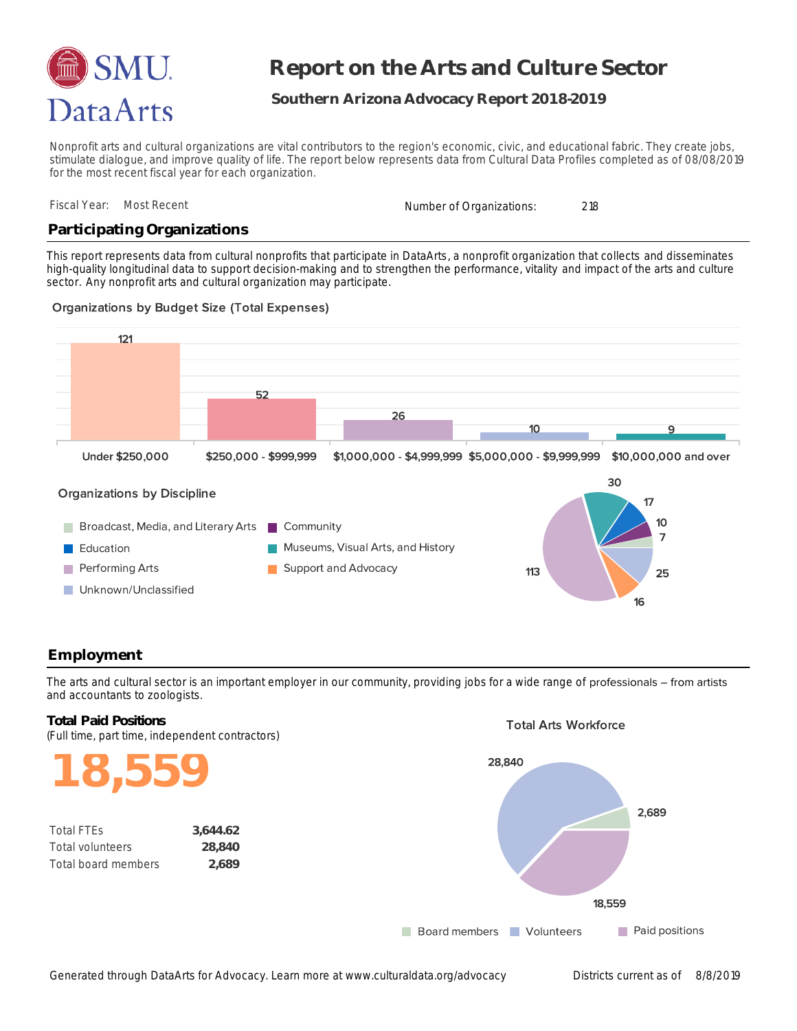SMU DataArts

# Report on the Arts and Culture Sector

## Southern Arizona Advocacy Report 2018-2019

Nonprofit arts and cultural organizations are vital contributors to the region's economic, civic, and educational fabric. They create jobs, stimulate dialogue, and improve quality of life. The report below represents data from Cultural Data Profiles completed as of 08/08/2019 for the most recent fiscal year for each organization.

Fiscal Year: Most Recent

Number of Organizations: 218

## Participating Organizations

This report represents data from cultural nonprofits that participate in DataArts, a nonprofit organization that collects and disseminates high-quality longitudinal data to support decision-making and to strengthen the performance, vitality and impact of the arts and culture sector. Any nonprofit arts and cultural organization may participate.

Organizations by Budget Size (Total Expenses)

121
Under $250,000

52
$250,000 - $999,999

26
$1,000,000 - $4,999,999

10
$5,000,000 - $9,999,999

9
$10,000,000 and over

Organizations by Discipline

Broadcast, Media, and Literary Arts
Community
Education
Museums, Visual Arts, and History
Performing Arts
Support and Advocacy
Unknown/Unclassified

30
17
10
7
25
16
113

## Employment

The arts and cultural sector is an important employer in our community, providing jobs for a wide range of professionals – from artists and accountants to zoologists.

**Total Paid Positions**
(Full time, part time, independent contractors)

**18,559**

| | |
|---|---|
| Total FTEs | **3,644.62** |
| Total volunteers | **28,840** |
| Total board members | **2,689** |

Total Arts Workforce

28,840
2,689
18,559

Board members
Volunteers
Paid positions

Generated through DataArts for Advocacy. Learn more at www.culturaldata.org/advocacy

Districts current as of 8/8/2019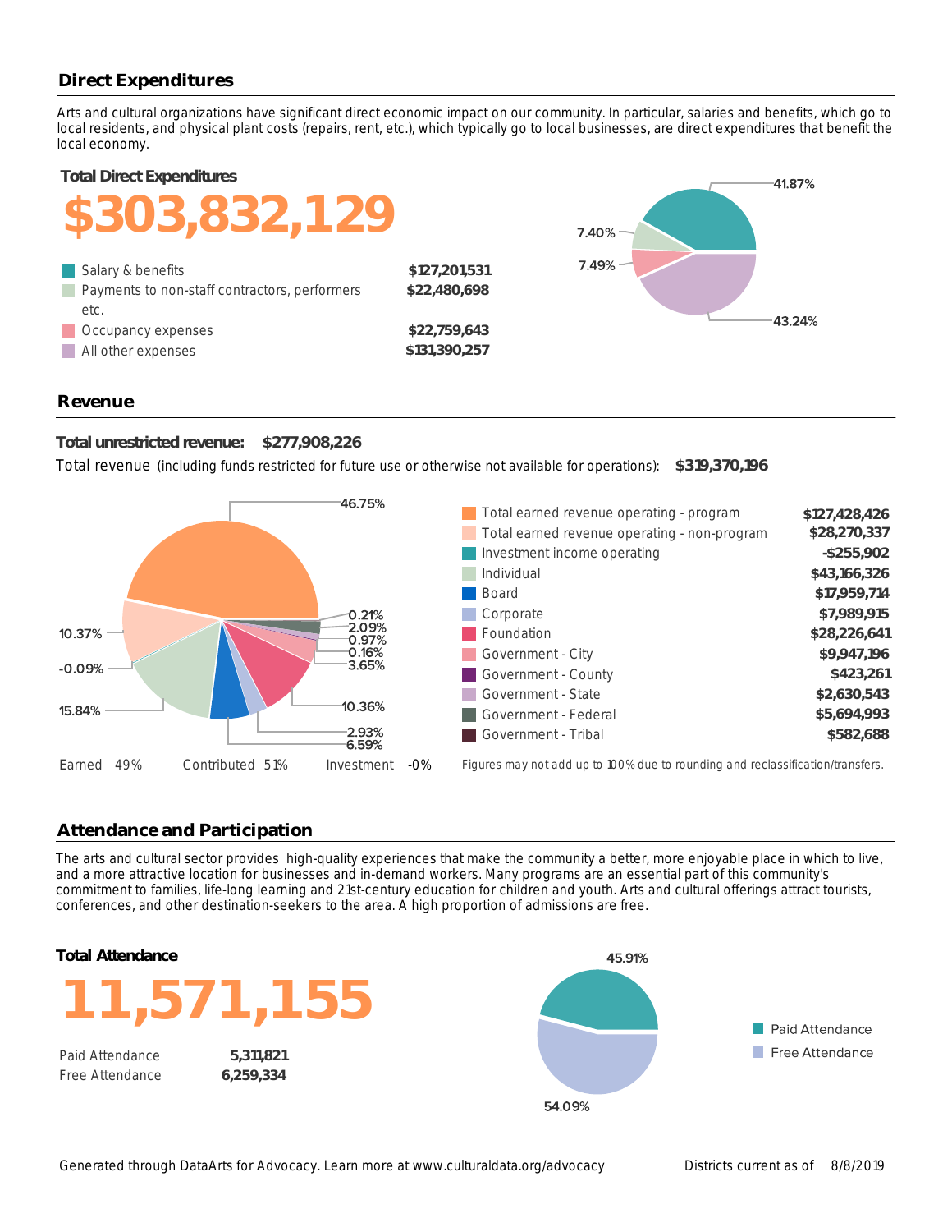## Direct Expenditures

Arts and cultural organizations have significant direct economic impact on our community. In particular, salaries and benefits, which go to local residents, and physical plant costs (repairs, rent, etc.), which typically go to local businesses, are direct expenditures that benefit the local economy.

**Total Direct Expenditures**

# $303,832,129

| | |
|---|---|
| Salary & benefits | $127,201,531 |
| Payments to non-staff contractors, performers etc. | $22,480,698 |
| Occupancy expenses | $22,759,643 |
| All other expenses | $131,390,257 |

41.87%
7.40%
7.49%
43.24%

## Revenue

**Total unrestricted revenue: $277,908,226**

Total revenue (including funds restricted for future use or otherwise not available for operations): **$319,370,196**

46.75%
10.37%
-0.09%
15.84%
0.21%
2.09%
0.97%
0.16%
3.65%
10.36%
2.93%
6.59%

Earned 49% Contributed 51% Investment -0%

| | |
|---|---|
| Total earned revenue operating - program | $127,428,426 |
| Total earned revenue operating - non-program | $28,270,337 |
| Investment income operating | -$255,902 |
| Individual | $43,166,326 |
| Board | $17,959,714 |
| Corporate | $7,989,915 |
| Foundation | $28,226,641 |
| Government - City | $9,947,196 |
| Government - County | $423,261 |
| Government - State | $2,630,543 |
| Government - Federal | $5,694,993 |
| Government - Tribal | $582,688 |

*Figures may not add up to 100% due to rounding and reclassification/transfers.*

## Attendance and Participation

The arts and cultural sector provides high-quality experiences that make the community a better, more enjoyable place in which to live, and a more attractive location for businesses and in-demand workers. Many programs are an essential part of this community's commitment to families, life-long learning and 21st-century education for children and youth. Arts and cultural offerings attract tourists, conferences, and other destination-seekers to the area. A high proportion of admissions are free.

**Total Attendance**

# 11,571,155

| | |
|---|---|
| Paid Attendance | 5,311,821 |
| Free Attendance | 6,259,334 |

45.91%
54.09%

Paid Attendance
Free Attendance

Generated through DataArts for Advocacy. Learn more at www.culturaldata.org/advocacy    Districts current as of 8/8/2019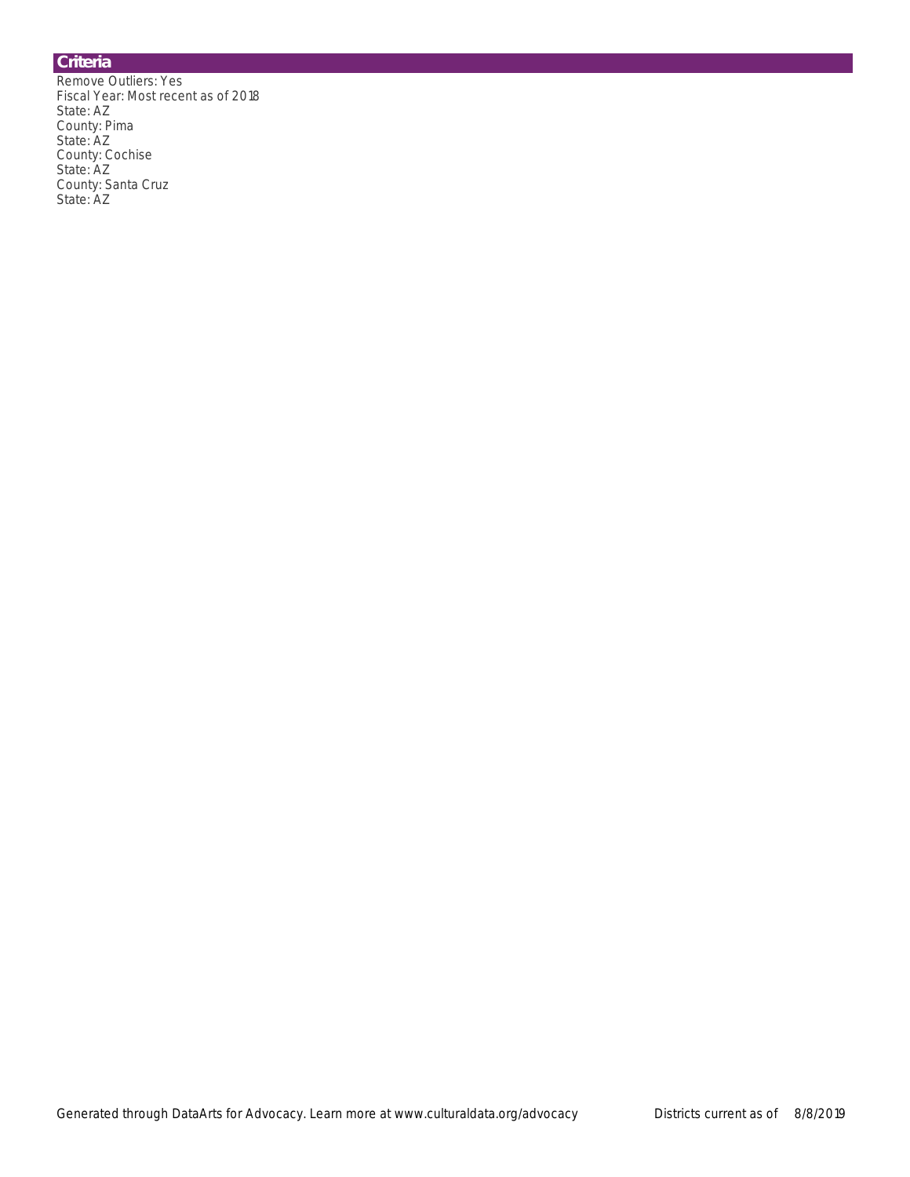## Criteria

Remove Outliers: Yes
Fiscal Year: Most recent as of 2018
State: AZ
County: Pima
State: AZ
County: Cochise
State: AZ
County: Santa Cruz
State: AZ

Generated through DataArts for Advocacy. Learn more at www.culturaldata.org/advocacy

Districts current as of 8/8/2019